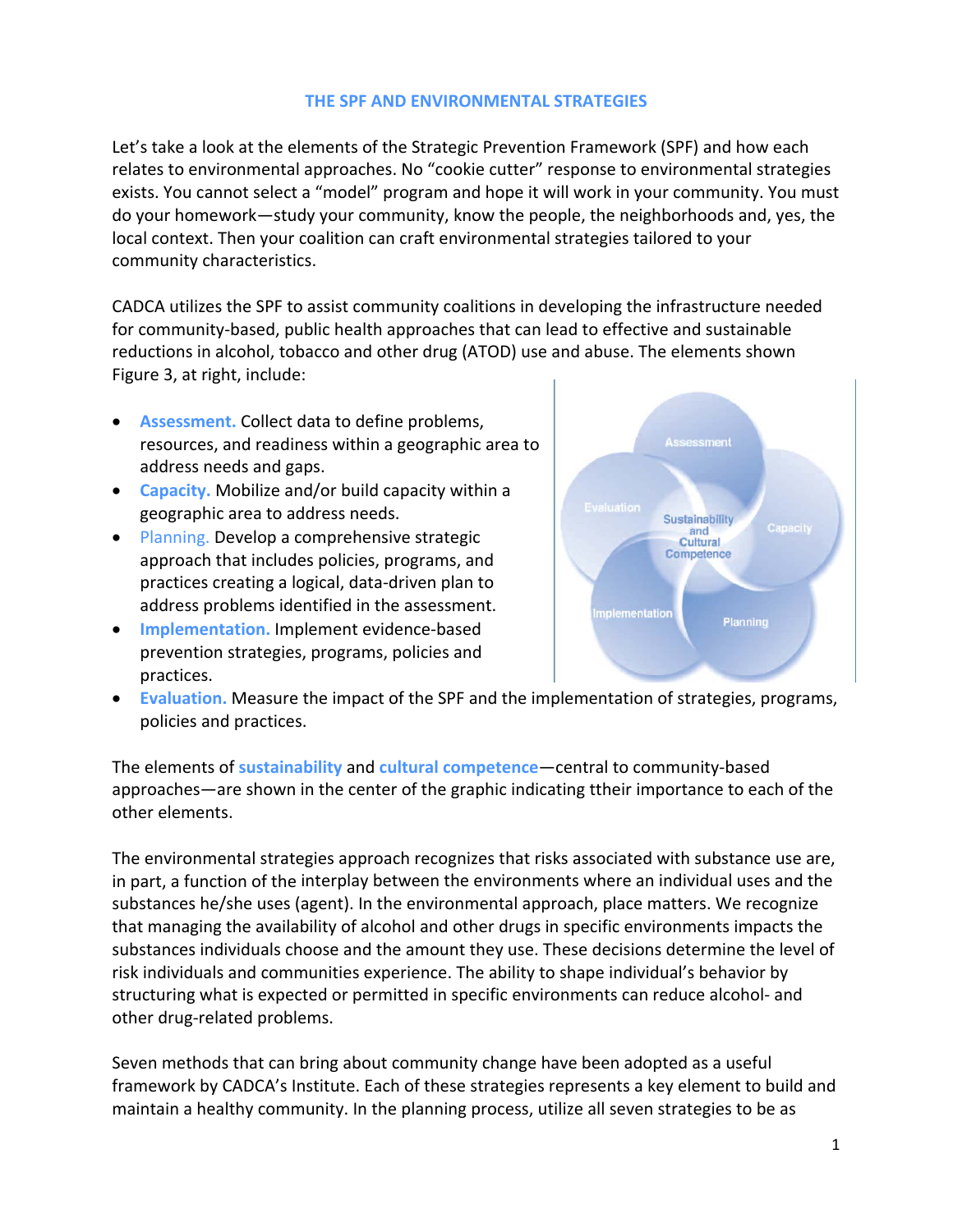# THE SPF AND ENVIRONMENTAL STRATEGIES

Let's take a look at the elements of the Strategic Prevention Framework (SPF) and how each relates to environmental approaches. No "cookie cutter" response to environmental strategies exists. You cannot select a "model" program and hope it will work in your community. You must do your homework—study your community, know the people, the neighborhoods and, yes, the local context. Then your coalition can craft environmental strategies tailored to your community characteristics.

CADCA utilizes the SPF to assist community coalitions in developing the infrastructure needed for community-based, public health approaches that can lead to effective and sustainable reductions in alcohol, tobacco and other drug (ATOD) use and abuse. The elements shown Figure 3, at right, include:

- **Assessment.** Collect data to define problems, resources, and readiness within a geographic area to address needs and gaps.
- **Capacity.** Mobilize and/or build capacity within a geographic area to address needs.
- Planning. Develop a comprehensive strategic approach that includes policies, programs, and practices creating a logical, data-driven plan to address problems identified in the assessment.
- **Implementation.** Implement evidence-based prevention strategies, programs, policies and practices.
- **Evaluation.** Measure the impact of the SPF and the implementation of strategies, programs, policies and practices.

The elements of **sustainability** and **cultural competence**—central to community-based approaches—are shown in the center of the graphic indicating ttheir importance to each of the other elements.

The environmental strategies approach recognizes that risks associated with substance use are, in part, a function of the interplay between the environments where an individual uses and the substances he/she uses (agent). In the environmental approach, place matters. We recognize that managing the availability of alcohol and other drugs in specific environments impacts the substances individuals choose and the amount they use. These decisions determine the level of risk individuals and communities experience. The ability to shape individual's behavior by structuring what is expected or permitted in specific environments can reduce alcohol- and other drug-related problems.

Seven methods that can bring about community change have been adopted as a useful framework by CADCA's Institute. Each of these strategies represents a key element to build and maintain a healthy community. In the planning process, utilize all seven strategies to be as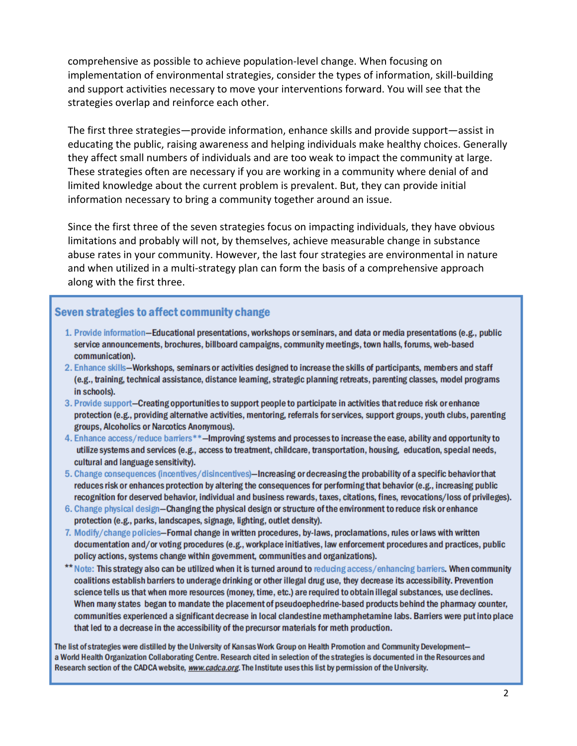comprehensive as possible to achieve population-level change. When focusing on implementation of environmental strategies, consider the types of information, skill-building and support activities necessary to move your interventions forward. You will see that the strategies overlap and reinforce each other.

The first three strategies—provide information, enhance skills and provide support—assist in educating the public, raising awareness and helping individuals make healthy choices. Generally they affect small numbers of individuals and are too weak to impact the community at large. These strategies often are necessary if you are working in a community where denial of and limited knowledge about the current problem is prevalent. But, they can provide initial information necessary to bring a community together around an issue.

Since the first three of the seven strategies focus on impacting individuals, they have obvious limitations and probably will not, by themselves, achieve measurable change in substance abuse rates in your community. However, the last four strategies are environmental in nature and when utilized in a multi-strategy plan can form the basis of a comprehensive approach along with the first three.

### Seven strategies to affect community change

1. Provide information—Educational presentations, workshops or seminars, and data or media presentations (e.g., public service announcements, brochures, billboard campaigns, community meetings, town halls, forums, web-based communication).
2. Enhance skills—Workshops, seminars or activities designed to increase the skills of participants, members and staff (e.g., training, technical assistance, distance learning, strategic planning retreats, parenting classes, model programs in schools).
3. Provide support—Creating opportunities to support people to participate in activities that reduce risk or enhance protection (e.g., providing alternative activities, mentoring, referrals for services, support groups, youth clubs, parenting groups, Alcoholics or Narcotics Anonymous).
4. Enhance access/reduce barriers**—Improving systems and processes to increase the ease, ability and opportunity to utilize systems and services (e.g., access to treatment, childcare, transportation, housing, education, special needs, cultural and language sensitivity).
5. Change consequences (incentives/disincentives)—Increasing or decreasing the probability of a specific behavior that reduces risk or enhances protection by altering the consequences for performing that behavior (e.g., increasing public recognition for deserved behavior, individual and business rewards, taxes, citations, fines, revocations/loss of privileges).
6. Change physical design—Changing the physical design or structure of the environment to reduce risk or enhance protection (e.g., parks, landscapes, signage, lighting, outlet density).
7. Modify/change policies—Formal change in written procedures, by-laws, proclamations, rules or laws with written documentation and/or voting procedures (e.g., workplace initiatives, law enforcement procedures and practices, public policy actions, systems change within government, communities and organizations).

** Note: This strategy also can be utilized when it is turned around to reducing access/enhancing barriers. When community coalitions establish barriers to underage drinking or other illegal drug use, they decrease its accessibility. Prevention science tells us that when more resources (money, time, etc.) are required to obtain illegal substances, use declines. When many states began to mandate the placement of pseudoephedrine-based products behind the pharmacy counter, communities experienced a significant decrease in local clandestine methamphetamine labs. Barriers were put into place that led to a decrease in the accessibility of the precursor materials for meth production.

The list of strategies were distilled by the University of Kansas Work Group on Health Promotion and Community Development—a World Health Organization Collaborating Centre. Research cited in selection of the strategies is documented in the Resources and Research section of the CADCA website, *www.cadca.org*. The Institute uses this list by permission of the University.